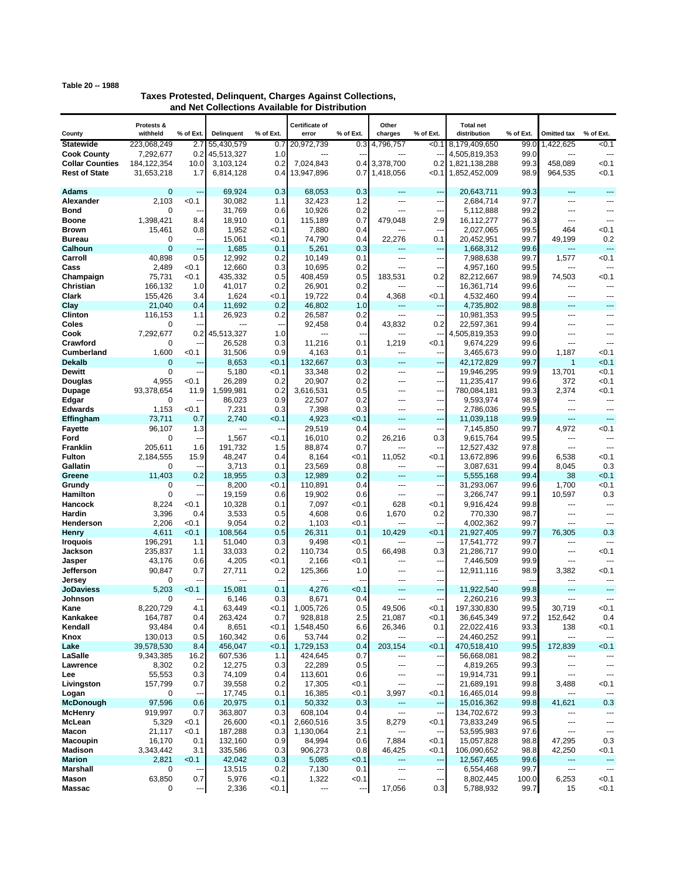Table 20 -- 1988

## Taxes Protested, Delinquent, Charges Against Collections, and Net Collections Available for Distribution

| County | Protests & withheld | % of Ext. | Delinquent | % of Ext. | Certificate of error | % of Ext. | Other charges | % of Ext. | Total net distribution | % of Ext. | Omitted tax | % of Ext. |
|---|---|---|---|---|---|---|---|---|---|---|---|---|
| **Statewide** | 223,068,249 | 2.7 | 55,430,579 | 0.7 | 20,972,739 | 0.3 | 4,796,757 | <0.1 | 8,179,409,650 | 99.0 | 1,422,625 | <0.1 |
| **Cook County** | 7,292,677 | 0.2 | 45,513,327 | 1.0 | --- | --- | --- | --- | 4,505,819,353 | 99.0 | --- | --- |
| **Collar Counties** | 184,122,354 | 10.0 | 3,103,124 | 0.2 | 7,024,843 | 0.4 | 3,378,700 | 0.2 | 1,821,138,288 | 99.3 | 458,089 | <0.1 |
| **Rest of State** | 31,653,218 | 1.7 | 6,814,128 | 0.4 | 13,947,896 | 0.7 | 1,418,056 | <0.1 | 1,852,452,009 | 98.9 | 964,535 | <0.1 |
| | | | | | | | | | | | | |
| **Adams** | 0 | --- | 69,924 | 0.3 | 68,053 | 0.3 | --- | --- | 20,643,711 | 99.3 | --- | --- |
| **Alexander** | 2,103 | <0.1 | 30,082 | 1.1 | 32,423 | 1.2 | --- | --- | 2,684,714 | 97.7 | --- | --- |
| **Bond** | 0 | --- | 31,769 | 0.6 | 10,926 | 0.2 | --- | --- | 5,112,888 | 99.2 | --- | --- |
| **Boone** | 1,398,421 | 8.4 | 18,910 | 0.1 | 115,189 | 0.7 | 479,048 | 2.9 | 16,112,277 | 96.3 | --- | --- |
| **Brown** | 15,461 | 0.8 | 1,952 | <0.1 | 7,880 | 0.4 | --- | --- | 2,027,065 | 99.5 | 464 | <0.1 |
| **Bureau** | 0 | --- | 15,061 | <0.1 | 74,790 | 0.4 | 22,276 | 0.1 | 20,452,951 | 99.7 | 49,199 | 0.2 |
| **Calhoun** | 0 | --- | 1,685 | 0.1 | 5,261 | 0.3 | --- | --- | 1,668,312 | 99.6 | --- | --- |
| **Carroll** | 40,898 | 0.5 | 12,992 | 0.2 | 10,149 | 0.1 | --- | --- | 7,988,638 | 99.7 | 1,577 | <0.1 |
| **Cass** | 2,489 | <0.1 | 12,660 | 0.3 | 10,695 | 0.2 | --- | --- | 4,957,160 | 99.5 | --- | --- |
| **Champaign** | 75,731 | <0.1 | 435,332 | 0.5 | 408,459 | 0.5 | 183,531 | 0.2 | 82,212,667 | 98.9 | 74,503 | <0.1 |
| **Christian** | 166,132 | 1.0 | 41,017 | 0.2 | 26,901 | 0.2 | --- | --- | 16,361,714 | 99.6 | --- | --- |
| **Clark** | 155,426 | 3.4 | 1,624 | <0.1 | 19,722 | 0.4 | 4,368 | <0.1 | 4,532,460 | 99.4 | --- | --- |
| **Clay** | 21,040 | 0.4 | 11,692 | 0.2 | 46,802 | 1.0 | --- | --- | 4,735,802 | 98.8 | --- | --- |
| **Clinton** | 116,153 | 1.1 | 26,923 | 0.2 | 26,587 | 0.2 | --- | --- | 10,981,353 | 99.5 | --- | --- |
| **Coles** | 0 | --- | --- | --- | 92,458 | 0.4 | 43,832 | 0.2 | 22,597,361 | 99.4 | --- | --- |
| **Cook** | 7,292,677 | 0.2 | 45,513,327 | 1.0 | --- | --- | --- | --- | 4,505,819,353 | 99.0 | --- | --- |
| **Crawford** | 0 | --- | 26,528 | 0.3 | 11,216 | 0.1 | 1,219 | <0.1 | 9,674,229 | 99.6 | --- | --- |
| **Cumberland** | 1,600 | <0.1 | 31,506 | 0.9 | 4,163 | 0.1 | --- | --- | 3,465,673 | 99.0 | 1,187 | <0.1 |
| **Dekalb** | 0 | --- | 8,653 | <0.1 | 132,667 | 0.3 | --- | --- | 42,172,829 | 99.7 | 1 | <0.1 |
| **Dewitt** | 0 | --- | 5,180 | <0.1 | 33,348 | 0.2 | --- | --- | 19,946,295 | 99.9 | 13,701 | <0.1 |
| **Douglas** | 4,955 | <0.1 | 26,289 | 0.2 | 20,907 | 0.2 | --- | --- | 11,235,417 | 99.6 | 372 | <0.1 |
| **Dupage** | 93,378,654 | 11.9 | 1,599,981 | 0.2 | 3,616,531 | 0.5 | --- | --- | 780,084,181 | 99.3 | 2,374 | <0.1 |
| **Edgar** | 0 | --- | 86,023 | 0.9 | 22,507 | 0.2 | --- | --- | 9,593,974 | 98.9 | --- | --- |
| **Edwards** | 1,153 | <0.1 | 7,231 | 0.3 | 7,398 | 0.3 | --- | --- | 2,786,036 | 99.5 | --- | --- |
| **Effingham** | 73,711 | 0.7 | 2,740 | <0.1 | 4,923 | <0.1 | --- | --- | 11,039,118 | 99.9 | --- | --- |
| **Fayette** | 96,107 | 1.3 | --- | --- | 29,519 | 0.4 | --- | --- | 7,145,850 | 99.7 | 4,972 | <0.1 |
| **Ford** | 0 | --- | 1,567 | <0.1 | 16,010 | 0.2 | 26,216 | 0.3 | 9,615,764 | 99.5 | --- | --- |
| **Franklin** | 205,611 | 1.6 | 191,732 | 1.5 | 88,874 | 0.7 | --- | --- | 12,527,432 | 97.8 | --- | --- |
| **Fulton** | 2,184,555 | 15.9 | 48,247 | 0.4 | 8,164 | <0.1 | 11,052 | <0.1 | 13,672,896 | 99.6 | 6,538 | <0.1 |
| **Gallatin** | 0 | --- | 3,713 | 0.1 | 23,569 | 0.8 | --- | --- | 3,087,631 | 99.4 | 8,045 | 0.3 |
| **Greene** | 11,403 | 0.2 | 18,955 | 0.3 | 12,989 | 0.2 | --- | --- | 5,555,168 | 99.4 | 38 | <0.1 |
| **Grundy** | 0 | --- | 8,200 | <0.1 | 110,891 | 0.4 | --- | --- | 31,293,067 | 99.6 | 1,700 | <0.1 |
| **Hamilton** | 0 | --- | 19,159 | 0.6 | 19,902 | 0.6 | --- | --- | 3,266,747 | 99.1 | 10,597 | 0.3 |
| **Hancock** | 8,224 | <0.1 | 10,328 | 0.1 | 7,097 | <0.1 | 628 | <0.1 | 9,916,424 | 99.8 | --- | --- |
| **Hardin** | 3,396 | 0.4 | 3,533 | 0.5 | 4,608 | 0.6 | 1,670 | 0.2 | 770,330 | 98.7 | --- | --- |
| **Henderson** | 2,206 | <0.1 | 9,054 | 0.2 | 1,103 | <0.1 | --- | --- | 4,002,362 | 99.7 | --- | --- |
| **Henry** | 4,611 | <0.1 | 108,564 | 0.5 | 26,311 | 0.1 | 10,429 | <0.1 | 21,927,405 | 99.7 | 76,305 | 0.3 |
| **Iroquois** | 196,291 | 1.1 | 51,040 | 0.3 | 9,498 | <0.1 | --- | --- | 17,541,772 | 99.7 | --- | --- |
| **Jackson** | 235,837 | 1.1 | 33,033 | 0.2 | 110,734 | 0.5 | 66,498 | 0.3 | 21,286,717 | 99.0 | --- | <0.1 |
| **Jasper** | 43,176 | 0.6 | 4,205 | <0.1 | 2,166 | <0.1 | --- | --- | 7,446,509 | 99.9 | --- | --- |
| **Jefferson** | 90,847 | 0.7 | 27,711 | 0.2 | 125,366 | 1.0 | --- | --- | 12,911,116 | 98.9 | 3,382 | <0.1 |
| **Jersey** | 0 | --- | --- | --- | --- | --- | --- | --- | --- | --- | --- | --- |
| **JoDaviess** | 5,203 | <0.1 | 15,081 | 0.1 | 4,276 | <0.1 | --- | --- | 11,922,540 | 99.8 | --- | --- |
| **Johnson** | 0 | --- | 6,146 | 0.3 | 8,671 | 0.4 | --- | --- | 2,260,216 | 99.3 | --- | --- |
| **Kane** | 8,220,729 | 4.1 | 63,449 | <0.1 | 1,005,726 | 0.5 | 49,506 | <0.1 | 197,330,830 | 99.5 | 30,719 | <0.1 |
| **Kankakee** | 164,787 | 0.4 | 263,424 | 0.7 | 928,818 | 2.5 | 21,087 | <0.1 | 36,645,349 | 97.2 | 152,642 | 0.4 |
| **Kendall** | 93,484 | 0.4 | 8,651 | <0.1 | 1,548,450 | 6.6 | 26,346 | 0.1 | 22,022,416 | 93.3 | 138 | <0.1 |
| **Knox** | 130,013 | 0.5 | 160,342 | 0.6 | 53,744 | 0.2 | --- | --- | 24,460,252 | 99.1 | --- | --- |
| **Lake** | 39,578,530 | 8.4 | 456,047 | <0.1 | 1,729,153 | 0.4 | 203,154 | <0.1 | 470,518,410 | 99.5 | 172,839 | <0.1 |
| **LaSalle** | 9,343,385 | 16.2 | 607,536 | 1.1 | 424,645 | 0.7 | --- | --- | 56,668,081 | 98.2 | --- | --- |
| **Lawrence** | 8,302 | 0.2 | 12,275 | 0.3 | 22,289 | 0.5 | --- | --- | 4,819,265 | 99.3 | --- | --- |
| **Lee** | 55,553 | 0.3 | 74,109 | 0.4 | 113,601 | 0.6 | --- | --- | 19,914,731 | 99.1 | --- | --- |
| **Livingston** | 157,799 | 0.7 | 39,558 | 0.2 | 17,305 | <0.1 | --- | --- | 21,689,191 | 99.8 | 3,488 | <0.1 |
| **Logan** | 0 | --- | 17,745 | 0.1 | 16,385 | <0.1 | 3,997 | <0.1 | 16,465,014 | 99.8 | --- | --- |
| **McDonough** | 97,596 | 0.6 | 20,975 | 0.1 | 50,332 | 0.3 | --- | --- | 15,016,362 | 99.8 | 41,621 | 0.3 |
| **McHenry** | 919,997 | 0.7 | 363,807 | 0.3 | 608,104 | 0.4 | --- | --- | 134,702,672 | 99.3 | --- | --- |
| **McLean** | 5,329 | <0.1 | 26,600 | <0.1 | 2,660,516 | 3.5 | 8,279 | <0.1 | 73,833,249 | 96.5 | --- | --- |
| **Macon** | 21,117 | <0.1 | 187,288 | 0.3 | 1,130,064 | 2.1 | --- | --- | 53,595,983 | 97.6 | --- | --- |
| **Macoupin** | 16,170 | 0.1 | 132,160 | 0.9 | 84,994 | 0.6 | 7,884 | <0.1 | 15,057,828 | 98.8 | 47,295 | 0.3 |
| **Madison** | 3,343,442 | 3.1 | 335,586 | 0.3 | 906,273 | 0.8 | 46,425 | <0.1 | 106,090,652 | 98.8 | 42,250 | <0.1 |
| **Marion** | 2,821 | <0.1 | 42,042 | 0.3 | 5,085 | <0.1 | --- | --- | 12,567,465 | 99.6 | --- | --- |
| **Marshall** | 0 | --- | 13,515 | 0.2 | 7,130 | 0.1 | --- | --- | 6,554,468 | 99.7 | --- | --- |
| **Mason** | 63,850 | 0.7 | 5,976 | <0.1 | 1,322 | <0.1 | --- | --- | 8,802,445 | 100.0 | 6,253 | <0.1 |
| **Massac** | 0 | --- | 2,336 | <0.1 | --- | --- | 17,056 | 0.3 | 5,788,932 | 99.7 | 15 | <0.1 |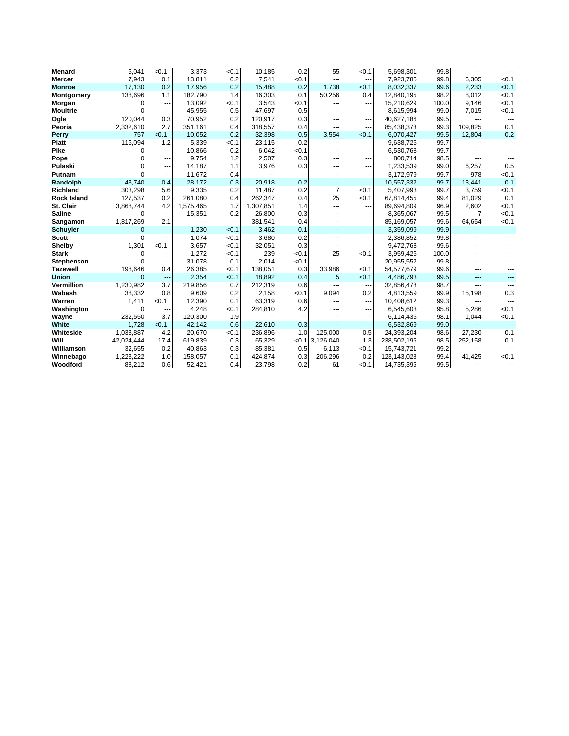| | | | | | | | | | | | | |
|---|---|---|---|---|---|---|---|---|---|---|---|---|
| **Menard** | 5,041 | <0.1 | 3,373 | <0.1 | 10,185 | 0.2 | 55 | <0.1 | 5,698,301 | 99.8 | --- | --- |
| **Mercer** | 7,943 | 0.1 | 13,811 | 0.2 | 7,541 | <0.1 | --- | --- | 7,923,785 | 99.8 | 6,305 | <0.1 |
| **Monroe** | 17,130 | 0.2 | 17,956 | 0.2 | 15,488 | 0.2 | 1,738 | <0.1 | 8,032,337 | 99.6 | 2,233 | <0.1 |
| **Montgomery** | 138,696 | 1.1 | 182,790 | 1.4 | 16,303 | 0.1 | 50,256 | 0.4 | 12,840,195 | 98.2 | 8,012 | <0.1 |
| **Morgan** | 0 | --- | 13,092 | <0.1 | 3,543 | <0.1 | --- | --- | 15,210,629 | 100.0 | 9,146 | <0.1 |
| **Moultrie** | 0 | --- | 45,955 | 0.5 | 47,697 | 0.5 | --- | --- | 8,615,994 | 99.0 | 7,015 | <0.1 |
| **Ogle** | 120,044 | 0.3 | 70,952 | 0.2 | 120,917 | 0.3 | --- | --- | 40,627,186 | 99.5 | --- | --- |
| **Peoria** | 2,332,610 | 2.7 | 351,161 | 0.4 | 318,557 | 0.4 | --- | --- | 85,438,373 | 99.3 | 109,825 | 0.1 |
| **Perry** | 757 | <0.1 | 10,052 | 0.2 | 32,398 | 0.5 | 3,554 | <0.1 | 6,070,427 | 99.5 | 12,804 | 0.2 |
| **Piatt** | 116,094 | 1.2 | 5,339 | <0.1 | 23,115 | 0.2 | --- | --- | 9,638,725 | 99.7 | --- | --- |
| **Pike** | 0 | --- | 10,866 | 0.2 | 6,042 | <0.1 | --- | --- | 6,530,768 | 99.7 | --- | --- |
| **Pope** | 0 | --- | 9,754 | 1.2 | 2,507 | 0.3 | --- | --- | 800,714 | 98.5 | --- | --- |
| **Pulaski** | 0 | --- | 14,187 | 1.1 | 3,976 | 0.3 | --- | --- | 1,233,539 | 99.0 | 6,257 | 0.5 |
| **Putnam** | 0 | --- | 11,672 | 0.4 | --- | --- | --- | --- | 3,172,979 | 99.7 | 978 | <0.1 |
| **Randolph** | 43,740 | 0.4 | 28,172 | 0.3 | 20,918 | 0.2 | --- | --- | 10,557,332 | 99.7 | 13,441 | 0.1 |
| **Richland** | 303,298 | 5.6 | 9,335 | 0.2 | 11,487 | 0.2 | 7 | <0.1 | 5,407,993 | 99.7 | 3,759 | <0.1 |
| **Rock Island** | 127,537 | 0.2 | 261,080 | 0.4 | 262,347 | 0.4 | 25 | <0.1 | 67,814,455 | 99.4 | 81,029 | 0.1 |
| **St. Clair** | 3,868,744 | 4.2 | 1,575,465 | 1.7 | 1,307,851 | 1.4 | --- | --- | 89,694,809 | 96.9 | 2,602 | <0.1 |
| **Saline** | 0 | --- | 15,351 | 0.2 | 26,800 | 0.3 | --- | --- | 8,365,067 | 99.5 | 7 | <0.1 |
| **Sangamon** | 1,817,269 | 2.1 | --- | --- | 381,541 | 0.4 | --- | --- | 85,169,057 | 99.6 | 64,654 | <0.1 |
| **Schuyler** | 0 | --- | 1,230 | <0.1 | 3,462 | 0.1 | --- | --- | 3,359,099 | 99.9 | --- | --- |
| **Scott** | 0 | --- | 1,074 | <0.1 | 3,680 | 0.2 | --- | --- | 2,386,852 | 99.8 | --- | --- |
| **Shelby** | 1,301 | <0.1 | 3,657 | <0.1 | 32,051 | 0.3 | --- | --- | 9,472,768 | 99.6 | --- | --- |
| **Stark** | 0 | --- | 1,272 | <0.1 | 239 | <0.1 | 25 | <0.1 | 3,959,425 | 100.0 | --- | --- |
| **Stephenson** | 0 | --- | 31,078 | 0.1 | 2,014 | <0.1 | --- | --- | 20,955,552 | 99.8 | --- | --- |
| **Tazewell** | 198,646 | 0.4 | 26,385 | <0.1 | 138,051 | 0.3 | 33,986 | <0.1 | 54,577,679 | 99.6 | --- | --- |
| **Union** | 0 | --- | 2,354 | <0.1 | 18,892 | 0.4 | 5 | <0.1 | 4,486,793 | 99.5 | --- | --- |
| **Vermillion** | 1,230,982 | 3.7 | 219,856 | 0.7 | 212,319 | 0.6 | --- | --- | 32,856,478 | 98.7 | --- | --- |
| **Wabash** | 38,332 | 0.8 | 9,609 | 0.2 | 2,158 | <0.1 | 9,094 | 0.2 | 4,813,559 | 99.9 | 15,198 | 0.3 |
| **Warren** | 1,411 | <0.1 | 12,390 | 0.1 | 63,319 | 0.6 | --- | --- | 10,408,612 | 99.3 | --- | --- |
| **Washington** | 0 | --- | 4,248 | <0.1 | 284,810 | 4.2 | --- | --- | 6,545,603 | 95.8 | 5,286 | <0.1 |
| **Wayne** | 232,550 | 3.7 | 120,300 | 1.9 | --- | --- | --- | --- | 6,114,435 | 98.1 | 1,044 | <0.1 |
| **White** | 1,728 | <0.1 | 42,142 | 0.6 | 22,610 | 0.3 | --- | --- | 6,532,869 | 99.0 | --- | --- |
| **Whiteside** | 1,038,887 | 4.2 | 20,670 | <0.1 | 236,896 | 1.0 | 125,000 | 0.5 | 24,393,204 | 98.6 | 27,230 | 0.1 |
| **Will** | 42,024,444 | 17.4 | 619,839 | 0.3 | 65,329 | <0.1 | 3,126,040 | 1.3 | 238,502,196 | 98.5 | 252,158 | 0.1 |
| **Williamson** | 32,655 | 0.2 | 40,863 | 0.3 | 85,381 | 0.5 | 6,113 | <0.1 | 15,743,721 | 99.2 | --- | --- |
| **Winnebago** | 1,223,222 | 1.0 | 158,057 | 0.1 | 424,874 | 0.3 | 206,296 | 0.2 | 123,143,028 | 99.4 | 41,425 | <0.1 |
| **Woodford** | 88,212 | 0.6 | 52,421 | 0.4 | 23,798 | 0.2 | 61 | <0.1 | 14,735,395 | 99.5 | --- | --- |